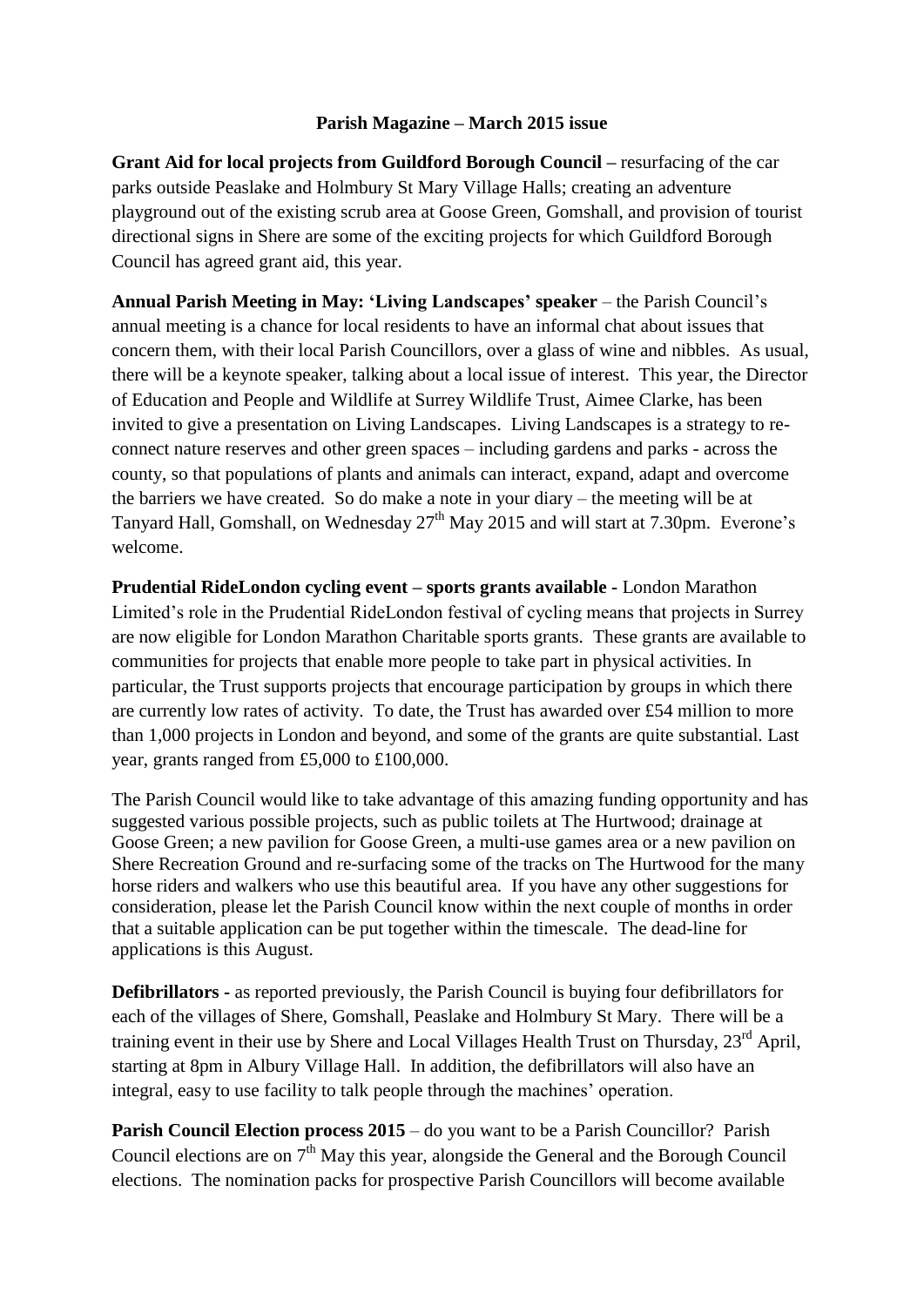**Parish Magazine – March 2015 issue**

**Grant Aid for local projects from Guildford Borough Council –** resurfacing of the car parks outside Peaslake and Holmbury St Mary Village Halls; creating an adventure playground out of the existing scrub area at Goose Green, Gomshall, and provision of tourist directional signs in Shere are some of the exciting projects for which Guildford Borough Council has agreed grant aid, this year.

**Annual Parish Meeting in May: 'Living Landscapes' speaker** – the Parish Council's annual meeting is a chance for local residents to have an informal chat about issues that concern them, with their local Parish Councillors, over a glass of wine and nibbles. As usual, there will be a keynote speaker, talking about a local issue of interest. This year, the Director of Education and People and Wildlife at Surrey Wildlife Trust, Aimee Clarke, has been invited to give a presentation on Living Landscapes. Living Landscapes is a strategy to re-connect nature reserves and other green spaces – including gardens and parks - across the county, so that populations of plants and animals can interact, expand, adapt and overcome the barriers we have created. So do make a note in your diary – the meeting will be at Tanyard Hall, Gomshall, on Wednesday 27th May 2015 and will start at 7.30pm. Everone's welcome.

**Prudential RideLondon cycling event – sports grants available -** London Marathon Limited's role in the Prudential RideLondon festival of cycling means that projects in Surrey are now eligible for London Marathon Charitable sports grants. These grants are available to communities for projects that enable more people to take part in physical activities. In particular, the Trust supports projects that encourage participation by groups in which there are currently low rates of activity. To date, the Trust has awarded over £54 million to more than 1,000 projects in London and beyond, and some of the grants are quite substantial. Last year, grants ranged from £5,000 to £100,000.

The Parish Council would like to take advantage of this amazing funding opportunity and has suggested various possible projects, such as public toilets at The Hurtwood; drainage at Goose Green; a new pavilion for Goose Green, a multi-use games area or a new pavilion on Shere Recreation Ground and re-surfacing some of the tracks on The Hurtwood for the many horse riders and walkers who use this beautiful area. If you have any other suggestions for consideration, please let the Parish Council know within the next couple of months in order that a suitable application can be put together within the timescale. The dead-line for applications is this August.

**Defibrillators -** as reported previously, the Parish Council is buying four defibrillators for each of the villages of Shere, Gomshall, Peaslake and Holmbury St Mary. There will be a training event in their use by Shere and Local Villages Health Trust on Thursday, 23rd April, starting at 8pm in Albury Village Hall. In addition, the defibrillators will also have an integral, easy to use facility to talk people through the machines' operation.

**Parish Council Election process 2015** – do you want to be a Parish Councillor? Parish Council elections are on 7th May this year, alongside the General and the Borough Council elections. The nomination packs for prospective Parish Councillors will become available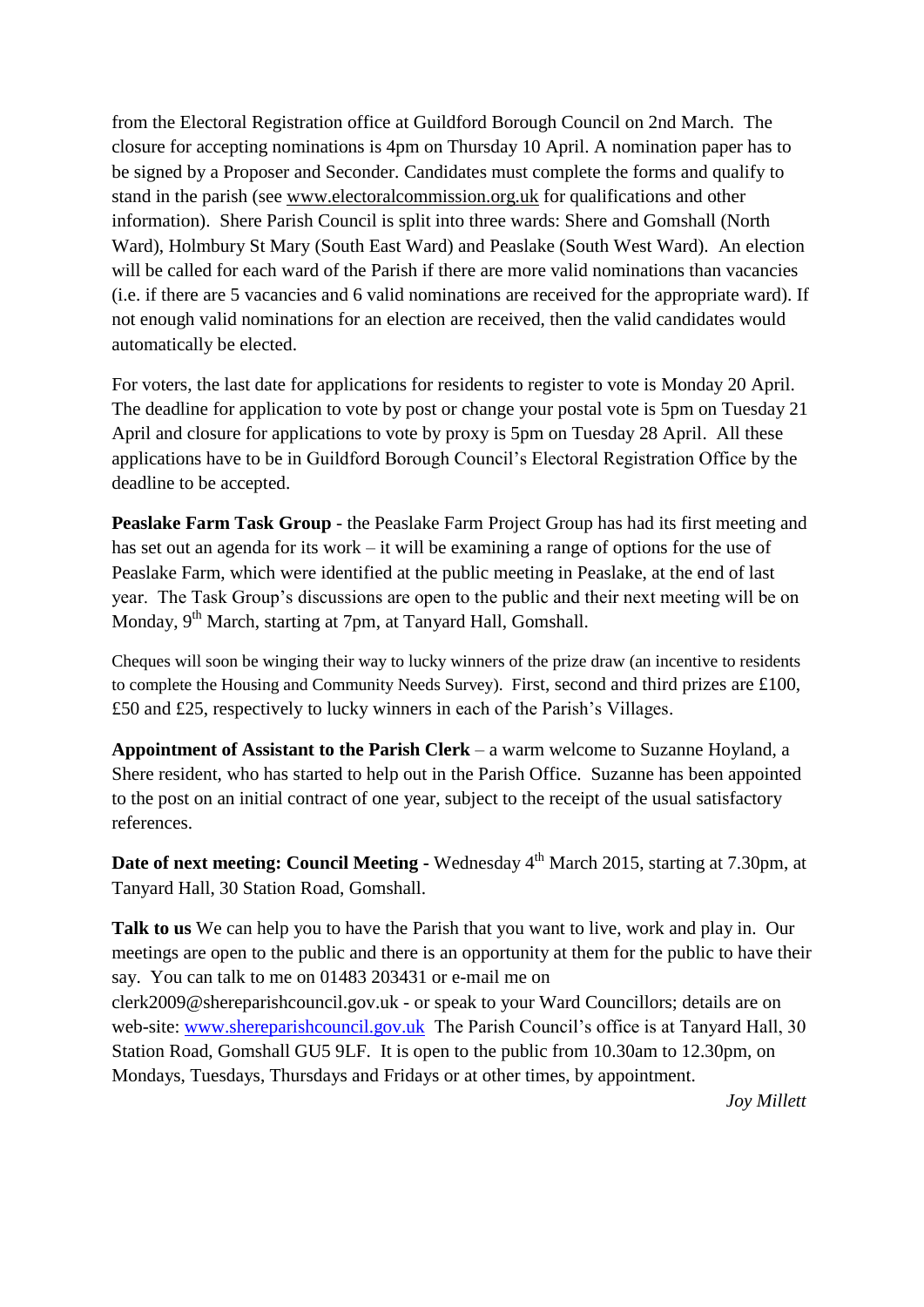from the Electoral Registration office at Guildford Borough Council on 2nd March. The closure for accepting nominations is 4pm on Thursday 10 April. A nomination paper has to be signed by a Proposer and Seconder. Candidates must complete the forms and qualify to stand in the parish (see www.electoralcommission.org.uk for qualifications and other information). Shere Parish Council is split into three wards: Shere and Gomshall (North Ward), Holmbury St Mary (South East Ward) and Peaslake (South West Ward). An election will be called for each ward of the Parish if there are more valid nominations than vacancies (i.e. if there are 5 vacancies and 6 valid nominations are received for the appropriate ward). If not enough valid nominations for an election are received, then the valid candidates would automatically be elected.

For voters, the last date for applications for residents to register to vote is Monday 20 April. The deadline for application to vote by post or change your postal vote is 5pm on Tuesday 21 April and closure for applications to vote by proxy is 5pm on Tuesday 28 April. All these applications have to be in Guildford Borough Council's Electoral Registration Office by the deadline to be accepted.

**Peaslake Farm Task Group** - the Peaslake Farm Project Group has had its first meeting and has set out an agenda for its work – it will be examining a range of options for the use of Peaslake Farm, which were identified at the public meeting in Peaslake, at the end of last year. The Task Group's discussions are open to the public and their next meeting will be on Monday, 9th March, starting at 7pm, at Tanyard Hall, Gomshall.

Cheques will soon be winging their way to lucky winners of the prize draw (an incentive to residents to complete the Housing and Community Needs Survey). First, second and third prizes are £100, £50 and £25, respectively to lucky winners in each of the Parish's Villages.

**Appointment of Assistant to the Parish Clerk** – a warm welcome to Suzanne Hoyland, a Shere resident, who has started to help out in the Parish Office. Suzanne has been appointed to the post on an initial contract of one year, subject to the receipt of the usual satisfactory references.

**Date of next meeting: Council Meeting -** Wednesday 4th March 2015, starting at 7.30pm, at Tanyard Hall, 30 Station Road, Gomshall.

**Talk to us** We can help you to have the Parish that you want to live, work and play in. Our meetings are open to the public and there is an opportunity at them for the public to have their say. You can talk to me on 01483 203431 or e-mail me on clerk2009@shereparishcouncil.gov.uk - or speak to your Ward Councillors; details are on web-site: www.shereparishcouncil.gov.uk The Parish Council's office is at Tanyard Hall, 30 Station Road, Gomshall GU5 9LF. It is open to the public from 10.30am to 12.30pm, on Mondays, Tuesdays, Thursdays and Fridays or at other times, by appointment.

*Joy Millett*